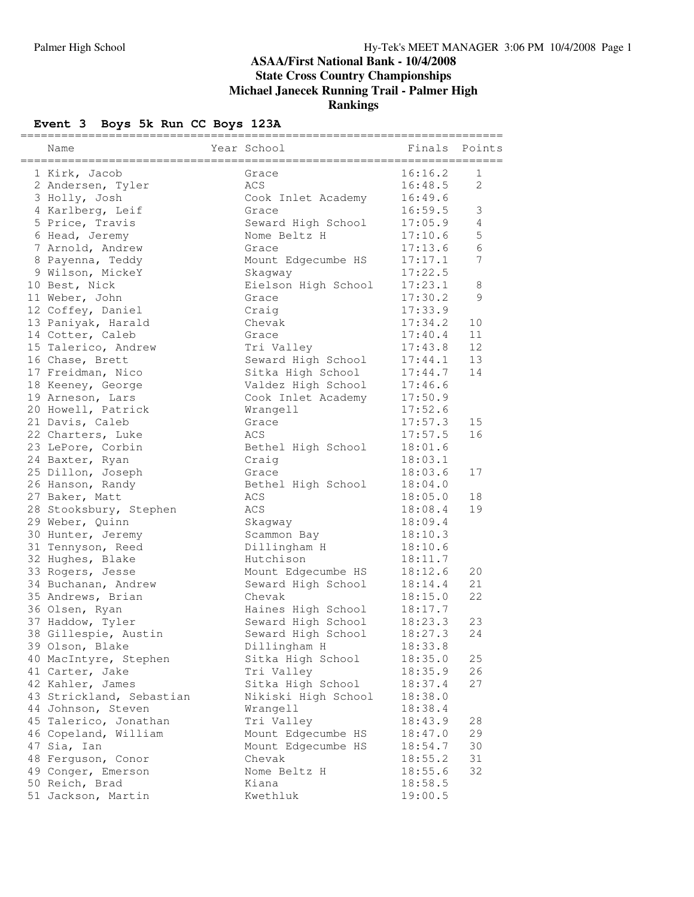# ASAA/First National Bank - 10/4/2008

## State Cross Country Championships

## Michael Janecek Running Trail - Palmer High

## Rankings

### Event 3 Boys 5k Run CC Boys 123A

| | Name | Year | School | Finals | Points |
|---|---|---|---|---|---|
| 1 | Kirk, Jacob | | Grace | 16:16.2 | 1 |
| 2 | Andersen, Tyler | | ACS | 16:48.5 | 2 |
| 3 | Holly, Josh | | Cook Inlet Academy | 16:49.6 | |
| 4 | Karlberg, Leif | | Grace | 16:59.5 | 3 |
| 5 | Price, Travis | | Seward High School | 17:05.9 | 4 |
| 6 | Head, Jeremy | | Nome Beltz H | 17:10.6 | 5 |
| 7 | Arnold, Andrew | | Grace | 17:13.6 | 6 |
| 8 | Payenna, Teddy | | Mount Edgecumbe HS | 17:17.1 | 7 |
| 9 | Wilson, MickeY | | Skagway | 17:22.5 | |
| 10 | Best, Nick | | Eielson High School | 17:23.1 | 8 |
| 11 | Weber, John | | Grace | 17:30.2 | 9 |
| 12 | Coffey, Daniel | | Craig | 17:33.9 | |
| 13 | Paniyak, Harald | | Chevak | 17:34.2 | 10 |
| 14 | Cotter, Caleb | | Grace | 17:40.4 | 11 |
| 15 | Talerico, Andrew | | Tri Valley | 17:43.8 | 12 |
| 16 | Chase, Brett | | Seward High School | 17:44.1 | 13 |
| 17 | Freidman, Nico | | Sitka High School | 17:44.7 | 14 |
| 18 | Keeney, George | | Valdez High School | 17:46.6 | |
| 19 | Arneson, Lars | | Cook Inlet Academy | 17:50.9 | |
| 20 | Howell, Patrick | | Wrangell | 17:52.6 | |
| 21 | Davis, Caleb | | Grace | 17:57.3 | 15 |
| 22 | Charters, Luke | | ACS | 17:57.5 | 16 |
| 23 | LePore, Corbin | | Bethel High School | 18:01.6 | |
| 24 | Baxter, Ryan | | Craig | 18:03.1 | |
| 25 | Dillon, Joseph | | Grace | 18:03.6 | 17 |
| 26 | Hanson, Randy | | Bethel High School | 18:04.0 | |
| 27 | Baker, Matt | | ACS | 18:05.0 | 18 |
| 28 | Stooksbury, Stephen | | ACS | 18:08.4 | 19 |
| 29 | Weber, Quinn | | Skagway | 18:09.4 | |
| 30 | Hunter, Jeremy | | Scammon Bay | 18:10.3 | |
| 31 | Tennyson, Reed | | Dillingham H | 18:10.6 | |
| 32 | Hughes, Blake | | Hutchison | 18:11.7 | |
| 33 | Rogers, Jesse | | Mount Edgecumbe HS | 18:12.6 | 20 |
| 34 | Buchanan, Andrew | | Seward High School | 18:14.4 | 21 |
| 35 | Andrews, Brian | | Chevak | 18:15.0 | 22 |
| 36 | Olsen, Ryan | | Haines High School | 18:17.7 | |
| 37 | Haddow, Tyler | | Seward High School | 18:23.3 | 23 |
| 38 | Gillespie, Austin | | Seward High School | 18:27.3 | 24 |
| 39 | Olson, Blake | | Dillingham H | 18:33.8 | |
| 40 | MacIntyre, Stephen | | Sitka High School | 18:35.0 | 25 |
| 41 | Carter, Jake | | Tri Valley | 18:35.9 | 26 |
| 42 | Kahler, James | | Sitka High School | 18:37.4 | 27 |
| 43 | Strickland, Sebastian | | Nikiski High School | 18:38.0 | |
| 44 | Johnson, Steven | | Wrangell | 18:38.4 | |
| 45 | Talerico, Jonathan | | Tri Valley | 18:43.9 | 28 |
| 46 | Copeland, William | | Mount Edgecumbe HS | 18:47.0 | 29 |
| 47 | Sia, Ian | | Mount Edgecumbe HS | 18:54.7 | 30 |
| 48 | Ferguson, Conor | | Chevak | 18:55.2 | 31 |
| 49 | Conger, Emerson | | Nome Beltz H | 18:55.6 | 32 |
| 50 | Reich, Brad | | Kiana | 18:58.5 | |
| 51 | Jackson, Martin | | Kwethluk | 19:00.5 | |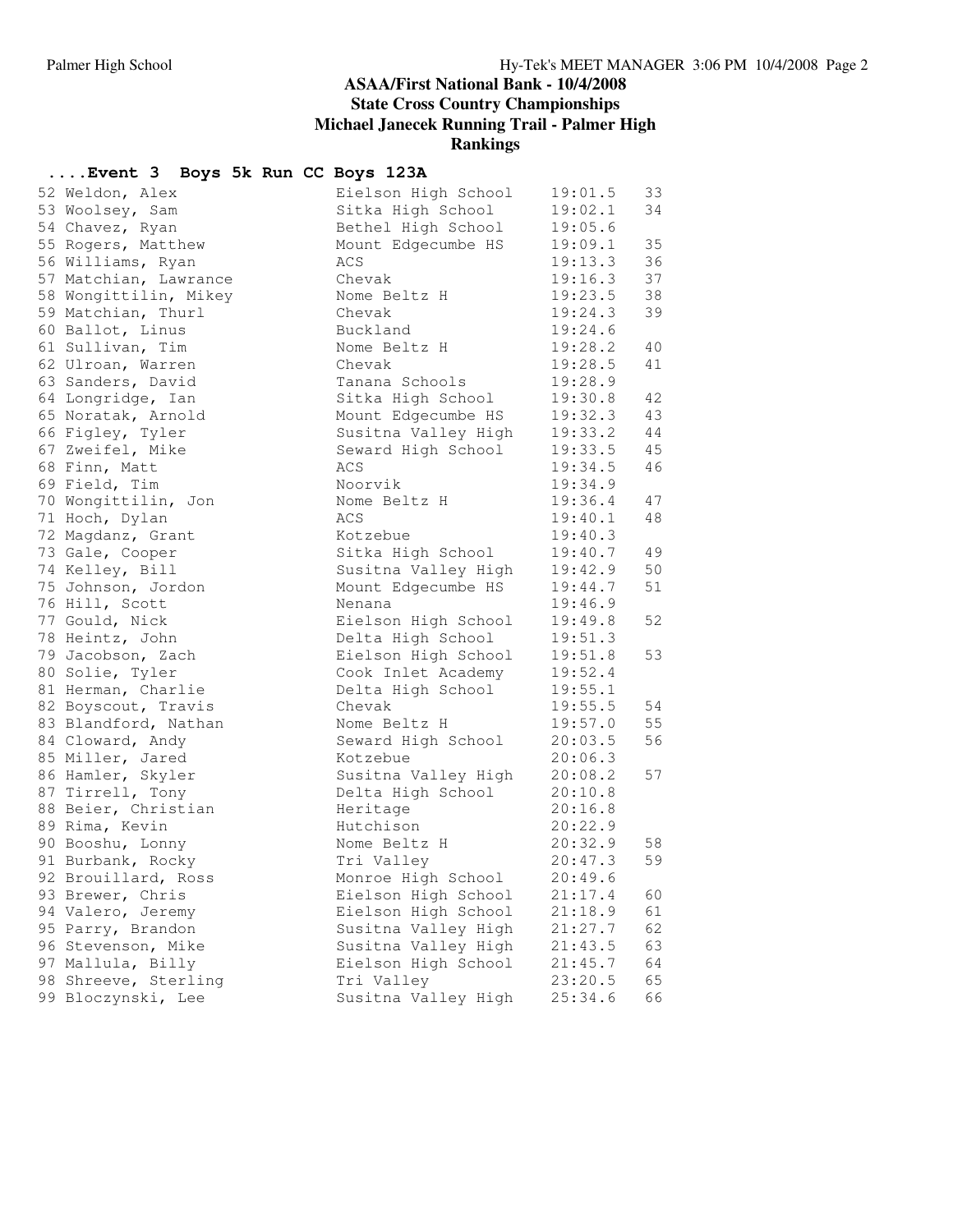## ASAA/First National Bank - 10/4/2008
## State Cross Country Championships
## Michael Janecek Running Trail - Palmer High
## Rankings

### ....Event 3 Boys 5k Run CC Boys 123A

| Place | Name | School | Time | Points |
|---|---|---|---|---|
| 52 | Weldon, Alex | Eielson High School | 19:01.5 | 33 |
| 53 | Woolsey, Sam | Sitka High School | 19:02.1 | 34 |
| 54 | Chavez, Ryan | Bethel High School | 19:05.6 | |
| 55 | Rogers, Matthew | Mount Edgecumbe HS | 19:09.1 | 35 |
| 56 | Williams, Ryan | ACS | 19:13.3 | 36 |
| 57 | Matchian, Lawrance | Chevak | 19:16.3 | 37 |
| 58 | Wongittilin, Mikey | Nome Beltz H | 19:23.5 | 38 |
| 59 | Matchian, Thurl | Chevak | 19:24.3 | 39 |
| 60 | Ballot, Linus | Buckland | 19:24.6 | |
| 61 | Sullivan, Tim | Nome Beltz H | 19:28.2 | 40 |
| 62 | Ulroan, Warren | Chevak | 19:28.5 | 41 |
| 63 | Sanders, David | Tanana Schools | 19:28.9 | |
| 64 | Longridge, Ian | Sitka High School | 19:30.8 | 42 |
| 65 | Noratak, Arnold | Mount Edgecumbe HS | 19:32.3 | 43 |
| 66 | Figley, Tyler | Susitna Valley High | 19:33.2 | 44 |
| 67 | Zweifel, Mike | Seward High School | 19:33.5 | 45 |
| 68 | Finn, Matt | ACS | 19:34.5 | 46 |
| 69 | Field, Tim | Noorvik | 19:34.9 | |
| 70 | Wongittilin, Jon | Nome Beltz H | 19:36.4 | 47 |
| 71 | Hoch, Dylan | ACS | 19:40.1 | 48 |
| 72 | Magdanz, Grant | Kotzebue | 19:40.3 | |
| 73 | Gale, Cooper | Sitka High School | 19:40.7 | 49 |
| 74 | Kelley, Bill | Susitna Valley High | 19:42.9 | 50 |
| 75 | Johnson, Jordon | Mount Edgecumbe HS | 19:44.7 | 51 |
| 76 | Hill, Scott | Nenana | 19:46.9 | |
| 77 | Gould, Nick | Eielson High School | 19:49.8 | 52 |
| 78 | Heintz, John | Delta High School | 19:51.3 | |
| 79 | Jacobson, Zach | Eielson High School | 19:51.8 | 53 |
| 80 | Solie, Tyler | Cook Inlet Academy | 19:52.4 | |
| 81 | Herman, Charlie | Delta High School | 19:55.1 | |
| 82 | Boyscout, Travis | Chevak | 19:55.5 | 54 |
| 83 | Blandford, Nathan | Nome Beltz H | 19:57.0 | 55 |
| 84 | Cloward, Andy | Seward High School | 20:03.5 | 56 |
| 85 | Miller, Jared | Kotzebue | 20:06.3 | |
| 86 | Hamler, Skyler | Susitna Valley High | 20:08.2 | 57 |
| 87 | Tirrell, Tony | Delta High School | 20:10.8 | |
| 88 | Beier, Christian | Heritage | 20:16.8 | |
| 89 | Rima, Kevin | Hutchison | 20:22.9 | |
| 90 | Booshu, Lonny | Nome Beltz H | 20:32.9 | 58 |
| 91 | Burbank, Rocky | Tri Valley | 20:47.3 | 59 |
| 92 | Brouillard, Ross | Monroe High School | 20:49.6 | |
| 93 | Brewer, Chris | Eielson High School | 21:17.4 | 60 |
| 94 | Valero, Jeremy | Eielson High School | 21:18.9 | 61 |
| 95 | Parry, Brandon | Susitna Valley High | 21:27.7 | 62 |
| 96 | Stevenson, Mike | Susitna Valley High | 21:43.5 | 63 |
| 97 | Mallula, Billy | Eielson High School | 21:45.7 | 64 |
| 98 | Shreeve, Sterling | Tri Valley | 23:20.5 | 65 |
| 99 | Bloczynski, Lee | Susitna Valley High | 25:34.6 | 66 |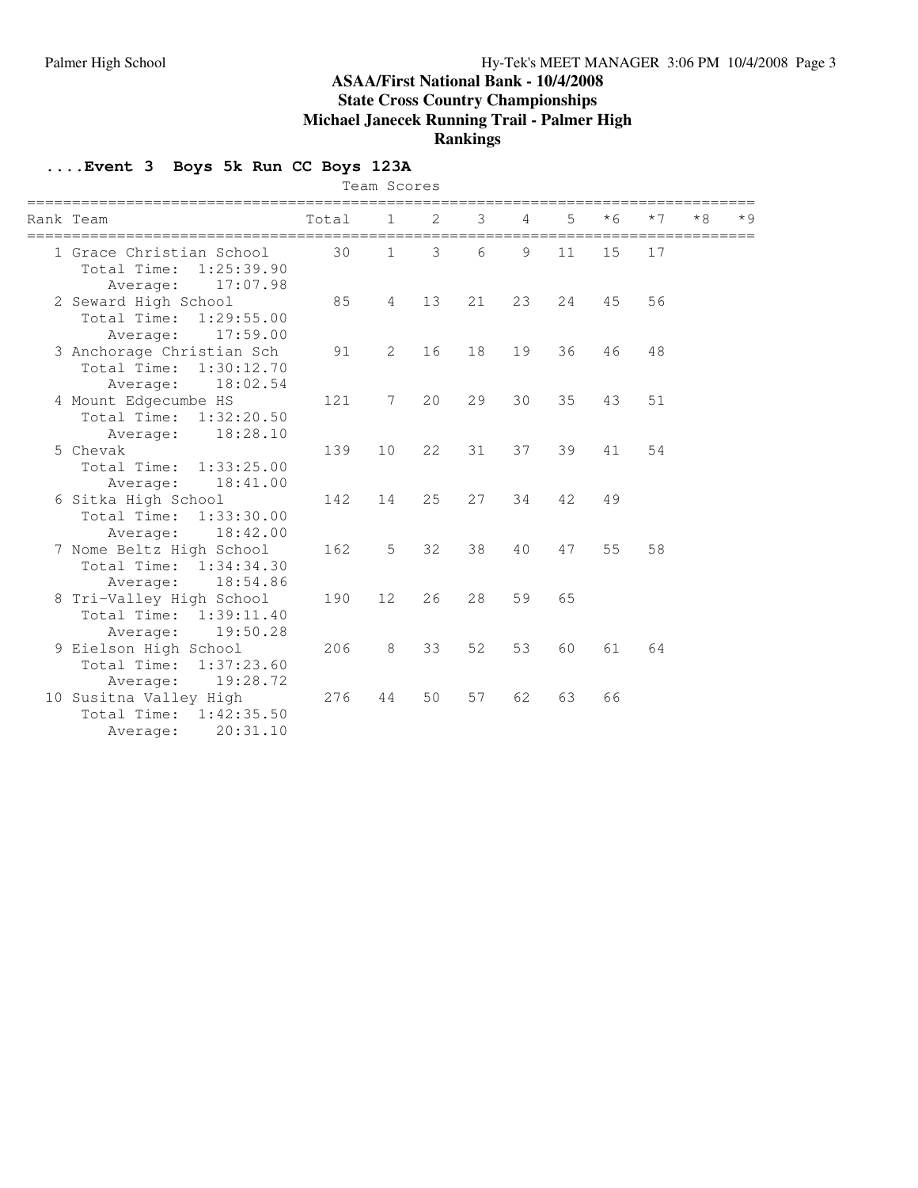## ASAA/First National Bank - 10/4/2008
## State Cross Country Championships
## Michael Janecek Running Trail - Palmer High
## Rankings

### ....Event 3 Boys 5k Run CC Boys 123A

Team Scores

| Rank | Team | Total | 1 | 2 | 3 | 4 | 5 | *6 | *7 | *8 | *9 |
|---|---|---|---|---|---|---|---|---|---|---|---|
| 1 | Grace Christian School | 30 | 1 | 3 | 6 | 9 | 11 | 15 | 17 | | |
| | Total Time: 1:25:39.90 | | | | | | | | | | |
| | Average: 17:07.98 | | | | | | | | | | |
| 2 | Seward High School | 85 | 4 | 13 | 21 | 23 | 24 | 45 | 56 | | |
| | Total Time: 1:29:55.00 | | | | | | | | | | |
| | Average: 17:59.00 | | | | | | | | | | |
| 3 | Anchorage Christian Sch | 91 | 2 | 16 | 18 | 19 | 36 | 46 | 48 | | |
| | Total Time: 1:30:12.70 | | | | | | | | | | |
| | Average: 18:02.54 | | | | | | | | | | |
| 4 | Mount Edgecumbe HS | 121 | 7 | 20 | 29 | 30 | 35 | 43 | 51 | | |
| | Total Time: 1:32:20.50 | | | | | | | | | | |
| | Average: 18:28.10 | | | | | | | | | | |
| 5 | Chevak | 139 | 10 | 22 | 31 | 37 | 39 | 41 | 54 | | |
| | Total Time: 1:33:25.00 | | | | | | | | | | |
| | Average: 18:41.00 | | | | | | | | | | |
| 6 | Sitka High School | 142 | 14 | 25 | 27 | 34 | 42 | 49 | | | |
| | Total Time: 1:33:30.00 | | | | | | | | | | |
| | Average: 18:42.00 | | | | | | | | | | |
| 7 | Nome Beltz High School | 162 | 5 | 32 | 38 | 40 | 47 | 55 | 58 | | |
| | Total Time: 1:34:34.30 | | | | | | | | | | |
| | Average: 18:54.86 | | | | | | | | | | |
| 8 | Tri-Valley High School | 190 | 12 | 26 | 28 | 59 | 65 | | | | |
| | Total Time: 1:39:11.40 | | | | | | | | | | |
| | Average: 19:50.28 | | | | | | | | | | |
| 9 | Eielson High School | 206 | 8 | 33 | 52 | 53 | 60 | 61 | 64 | | |
| | Total Time: 1:37:23.60 | | | | | | | | | | |
| | Average: 19:28.72 | | | | | | | | | | |
| 10 | Susitna Valley High | 276 | 44 | 50 | 57 | 62 | 63 | 66 | | | |
| | Total Time: 1:42:35.50 | | | | | | | | | | |
| | Average: 20:31.10 | | | | | | | | | | |